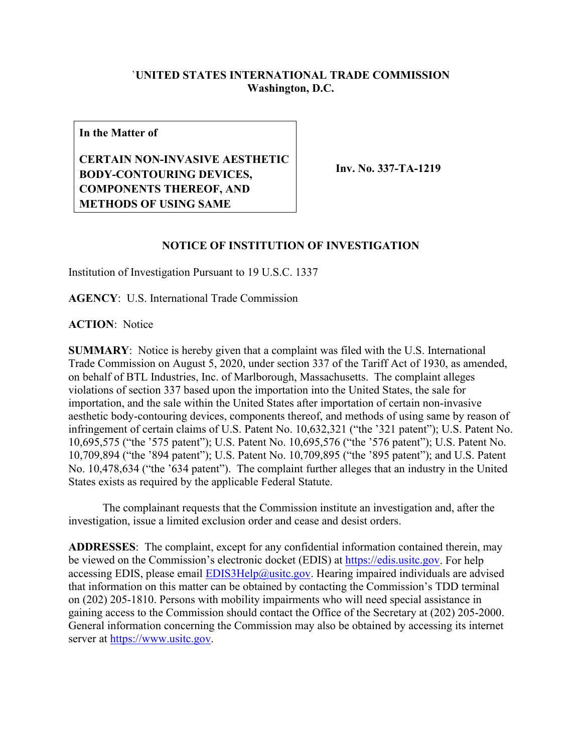**`UNITED STATES INTERNATIONAL TRADE COMMISSION**
**Washington, D.C.**

| **In the Matter of** **CERTAIN NON-INVASIVE AESTHETIC BODY-CONTOURING DEVICES, COMPONENTS THEREOF, AND METHODS OF USING SAME** | **Inv. No. 337-TA-1219** |
|---|---|

## NOTICE OF INSTITUTION OF INVESTIGATION

Institution of Investigation Pursuant to 19 U.S.C. 1337

**AGENCY**: U.S. International Trade Commission

**ACTION**: Notice

**SUMMARY**: Notice is hereby given that a complaint was filed with the U.S. International Trade Commission on August 5, 2020, under section 337 of the Tariff Act of 1930, as amended, on behalf of BTL Industries, Inc. of Marlborough, Massachusetts. The complaint alleges violations of section 337 based upon the importation into the United States, the sale for importation, and the sale within the United States after importation of certain non-invasive aesthetic body-contouring devices, components thereof, and methods of using same by reason of infringement of certain claims of U.S. Patent No. 10,632,321 ("the '321 patent"); U.S. Patent No. 10,695,575 ("the '575 patent"); U.S. Patent No. 10,695,576 ("the '576 patent"); U.S. Patent No. 10,709,894 ("the '894 patent"); U.S. Patent No. 10,709,895 ("the '895 patent"); and U.S. Patent No. 10,478,634 ("the '634 patent"). The complaint further alleges that an industry in the United States exists as required by the applicable Federal Statute.

The complainant requests that the Commission institute an investigation and, after the investigation, issue a limited exclusion order and cease and desist orders.

**ADDRESSES**: The complaint, except for any confidential information contained therein, may be viewed on the Commission's electronic docket (EDIS) at https://edis.usitc.gov. For help accessing EDIS, please email EDIS3Help@usitc.gov. Hearing impaired individuals are advised that information on this matter can be obtained by contacting the Commission's TDD terminal on (202) 205-1810. Persons with mobility impairments who will need special assistance in gaining access to the Commission should contact the Office of the Secretary at (202) 205-2000. General information concerning the Commission may also be obtained by accessing its internet server at https://www.usitc.gov.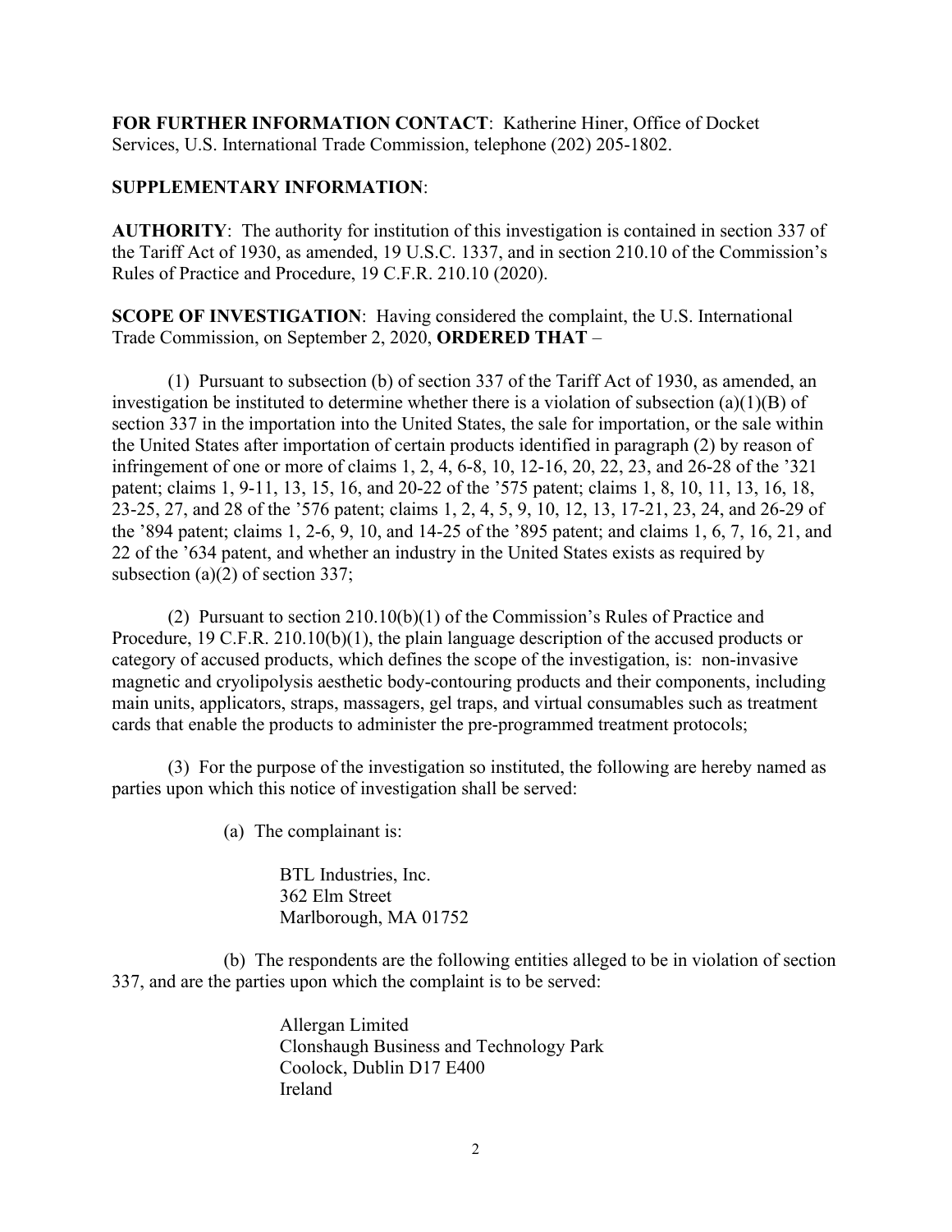**FOR FURTHER INFORMATION CONTACT**: Katherine Hiner, Office of Docket Services, U.S. International Trade Commission, telephone (202) 205-1802.

**SUPPLEMENTARY INFORMATION**:

**AUTHORITY**: The authority for institution of this investigation is contained in section 337 of the Tariff Act of 1930, as amended, 19 U.S.C. 1337, and in section 210.10 of the Commission's Rules of Practice and Procedure, 19 C.F.R. 210.10 (2020).

**SCOPE OF INVESTIGATION**: Having considered the complaint, the U.S. International Trade Commission, on September 2, 2020, **ORDERED THAT** –

(1) Pursuant to subsection (b) of section 337 of the Tariff Act of 1930, as amended, an investigation be instituted to determine whether there is a violation of subsection (a)(1)(B) of section 337 in the importation into the United States, the sale for importation, or the sale within the United States after importation of certain products identified in paragraph (2) by reason of infringement of one or more of claims 1, 2, 4, 6-8, 10, 12-16, 20, 22, 23, and 26-28 of the '321 patent; claims 1, 9-11, 13, 15, 16, and 20-22 of the '575 patent; claims 1, 8, 10, 11, 13, 16, 18, 23-25, 27, and 28 of the '576 patent; claims 1, 2, 4, 5, 9, 10, 12, 13, 17-21, 23, 24, and 26-29 of the '894 patent; claims 1, 2-6, 9, 10, and 14-25 of the '895 patent; and claims 1, 6, 7, 16, 21, and 22 of the '634 patent, and whether an industry in the United States exists as required by subsection (a)(2) of section 337;

(2) Pursuant to section 210.10(b)(1) of the Commission's Rules of Practice and Procedure, 19 C.F.R. 210.10(b)(1), the plain language description of the accused products or category of accused products, which defines the scope of the investigation, is: non-invasive magnetic and cryolipolysis aesthetic body-contouring products and their components, including main units, applicators, straps, massagers, gel traps, and virtual consumables such as treatment cards that enable the products to administer the pre-programmed treatment protocols;

(3) For the purpose of the investigation so instituted, the following are hereby named as parties upon which this notice of investigation shall be served:

(a) The complainant is:

BTL Industries, Inc.
362 Elm Street
Marlborough, MA 01752

(b) The respondents are the following entities alleged to be in violation of section 337, and are the parties upon which the complaint is to be served:

Allergan Limited
Clonshaugh Business and Technology Park
Coolock, Dublin D17 E400
Ireland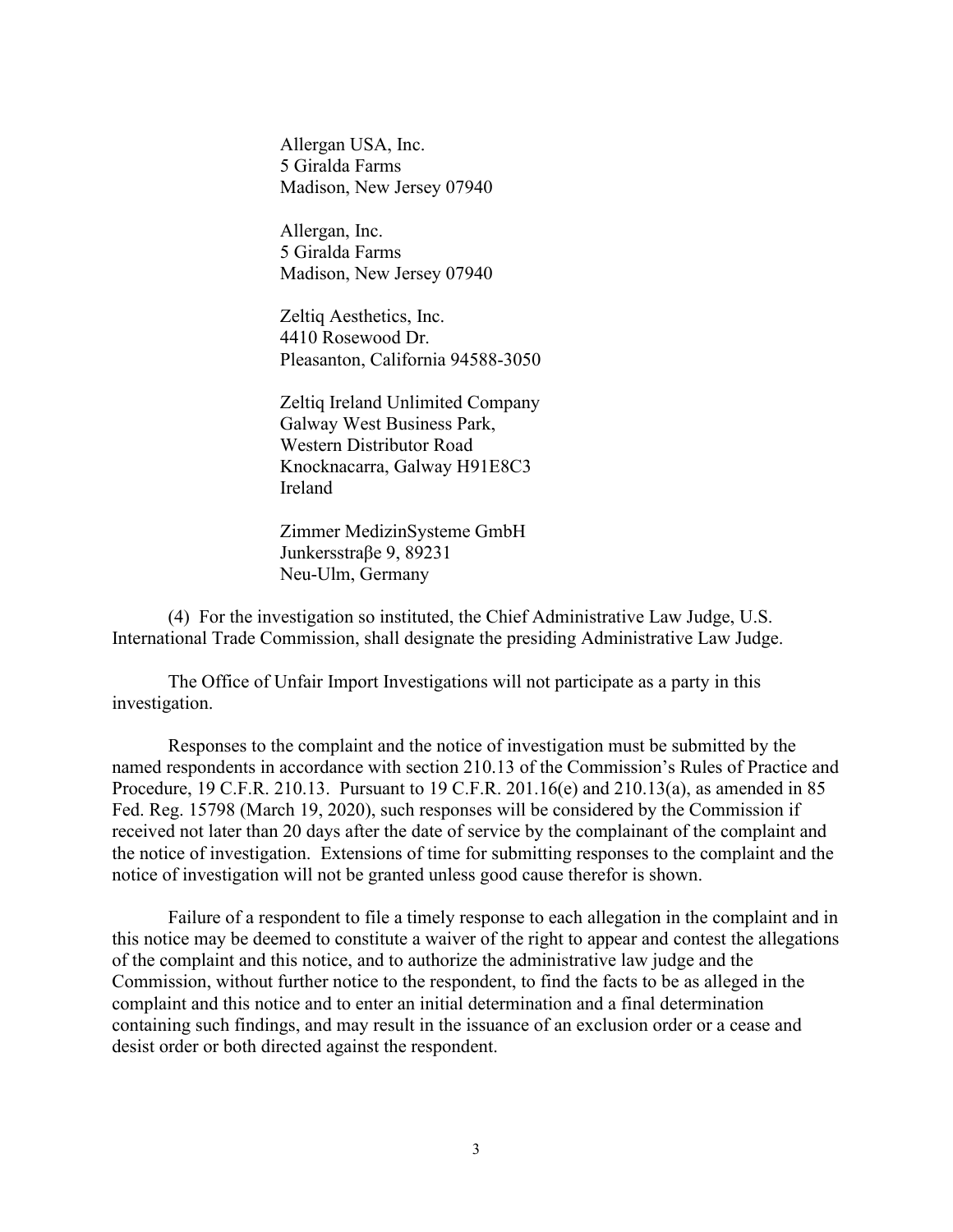Allergan USA, Inc.
5 Giralda Farms
Madison, New Jersey 07940

Allergan, Inc.
5 Giralda Farms
Madison, New Jersey 07940

Zeltiq Aesthetics, Inc.
4410 Rosewood Dr.
Pleasanton, California 94588-3050

Zeltiq Ireland Unlimited Company
Galway West Business Park,
Western Distributor Road
Knocknacarra, Galway H91E8C3
Ireland

Zimmer MedizinSysteme GmbH
Junkersstraβe 9, 89231
Neu-Ulm, Germany

(4) For the investigation so instituted, the Chief Administrative Law Judge, U.S. International Trade Commission, shall designate the presiding Administrative Law Judge.

The Office of Unfair Import Investigations will not participate as a party in this investigation.

Responses to the complaint and the notice of investigation must be submitted by the named respondents in accordance with section 210.13 of the Commission's Rules of Practice and Procedure, 19 C.F.R. 210.13. Pursuant to 19 C.F.R. 201.16(e) and 210.13(a), as amended in 85 Fed. Reg. 15798 (March 19, 2020), such responses will be considered by the Commission if received not later than 20 days after the date of service by the complainant of the complaint and the notice of investigation. Extensions of time for submitting responses to the complaint and the notice of investigation will not be granted unless good cause therefor is shown.

Failure of a respondent to file a timely response to each allegation in the complaint and in this notice may be deemed to constitute a waiver of the right to appear and contest the allegations of the complaint and this notice, and to authorize the administrative law judge and the Commission, without further notice to the respondent, to find the facts to be as alleged in the complaint and this notice and to enter an initial determination and a final determination containing such findings, and may result in the issuance of an exclusion order or a cease and desist order or both directed against the respondent.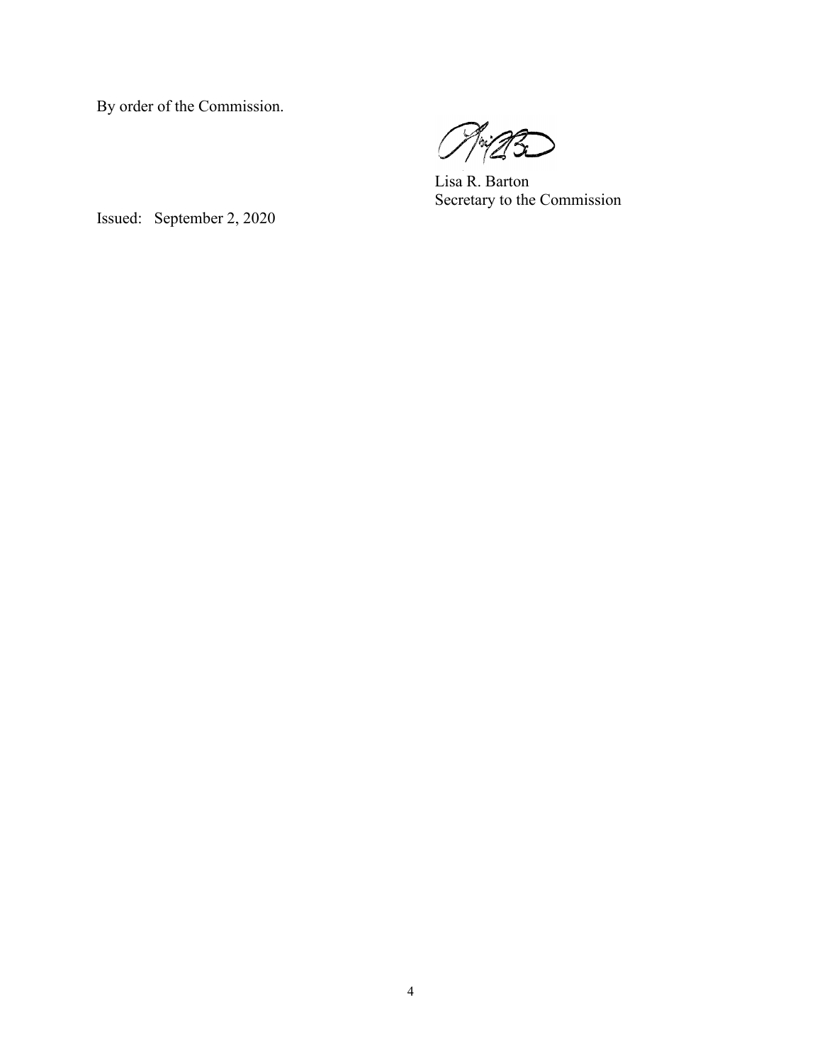By order of the Commission.

Lisa R. Barton
Secretary to the Commission

Issued: September 2, 2020